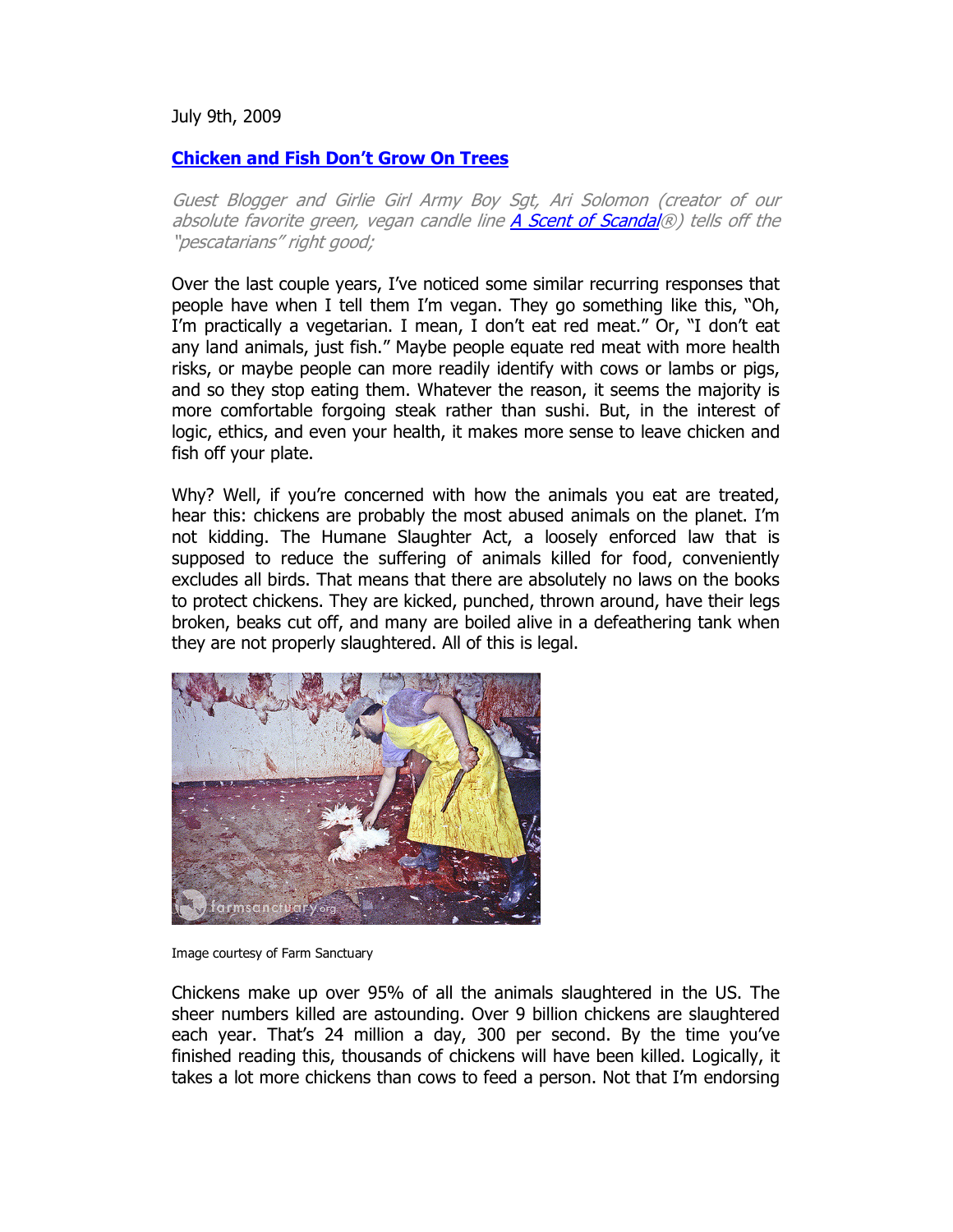July 9th, 2009

## [Chicken and Fish Don't Grow On Trees]

*Guest Blogger and Girlie Girl Army Boy Sgt, Ari Solomon (creator of our absolute favorite green, vegan candle line [A Scent of Scandal]®) tells off the "pescatarians" right good;*

Over the last couple years, I've noticed some similar recurring responses that people have when I tell them I'm vegan. They go something like this, "Oh, I'm practically a vegetarian. I mean, I don't eat red meat." Or, "I don't eat any land animals, just fish." Maybe people equate red meat with more health risks, or maybe people can more readily identify with cows or lambs or pigs, and so they stop eating them. Whatever the reason, it seems the majority is more comfortable forgoing steak rather than sushi. But, in the interest of logic, ethics, and even your health, it makes more sense to leave chicken and fish off your plate.

Why? Well, if you're concerned with how the animals you eat are treated, hear this: chickens are probably the most abused animals on the planet. I'm not kidding. The Humane Slaughter Act, a loosely enforced law that is supposed to reduce the suffering of animals killed for food, conveniently excludes all birds. That means that there are absolutely no laws on the books to protect chickens. They are kicked, punched, thrown around, have their legs broken, beaks cut off, and many are boiled alive in a defeathering tank when they are not properly slaughtered. All of this is legal.

Image courtesy of Farm Sanctuary

Chickens make up over 95% of all the animals slaughtered in the US. The sheer numbers killed are astounding. Over 9 billion chickens are slaughtered each year. That's 24 million a day, 300 per second. By the time you've finished reading this, thousands of chickens will have been killed. Logically, it takes a lot more chickens than cows to feed a person. Not that I'm endorsing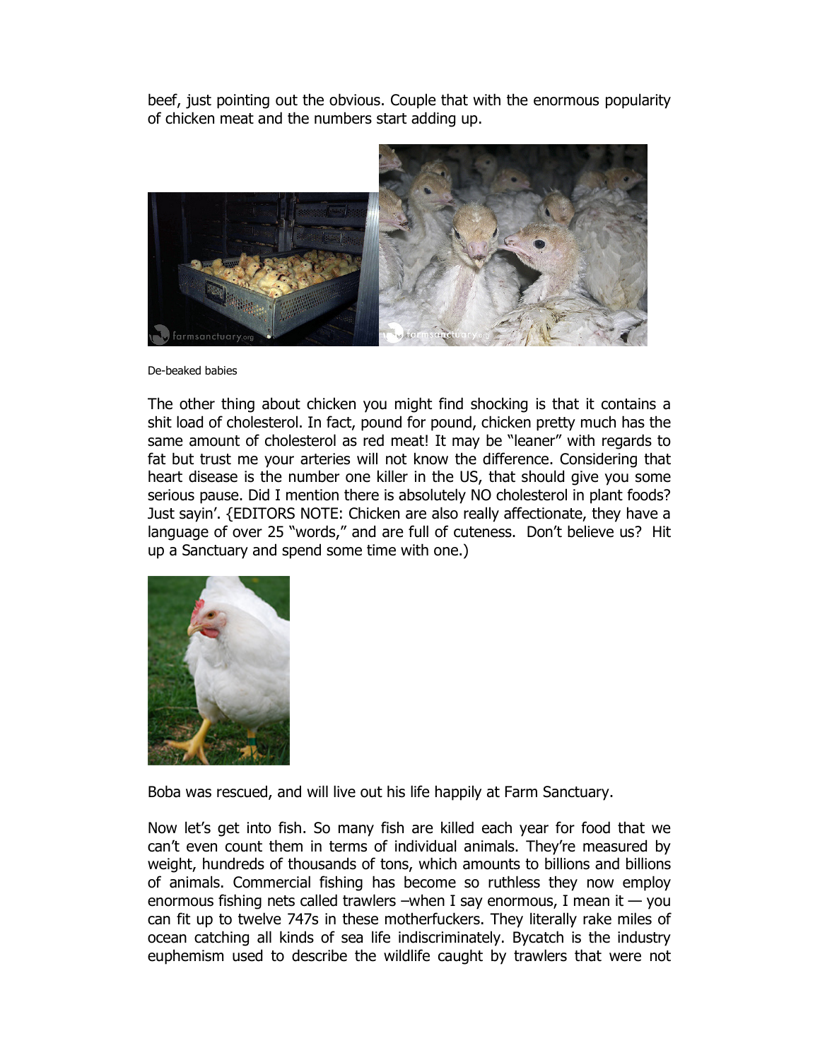beef, just pointing out the obvious. Couple that with the enormous popularity of chicken meat and the numbers start adding up.

De-beaked babies

The other thing about chicken you might find shocking is that it contains a shit load of cholesterol. In fact, pound for pound, chicken pretty much has the same amount of cholesterol as red meat! It may be "leaner" with regards to fat but trust me your arteries will not know the difference. Considering that heart disease is the number one killer in the US, that should give you some serious pause. Did I mention there is absolutely NO cholesterol in plant foods? Just sayin'. {EDITORS NOTE: Chicken are also really affectionate, they have a language of over 25 "words," and are full of cuteness. Don't believe us? Hit up a Sanctuary and spend some time with one.)

Boba was rescued, and will live out his life happily at Farm Sanctuary.

Now let's get into fish. So many fish are killed each year for food that we can't even count them in terms of individual animals. They're measured by weight, hundreds of thousands of tons, which amounts to billions and billions of animals. Commercial fishing has become so ruthless they now employ enormous fishing nets called trawlers –when I say enormous, I mean it — you can fit up to twelve 747s in these motherfuckers. They literally rake miles of ocean catching all kinds of sea life indiscriminately. Bycatch is the industry euphemism used to describe the wildlife caught by trawlers that were not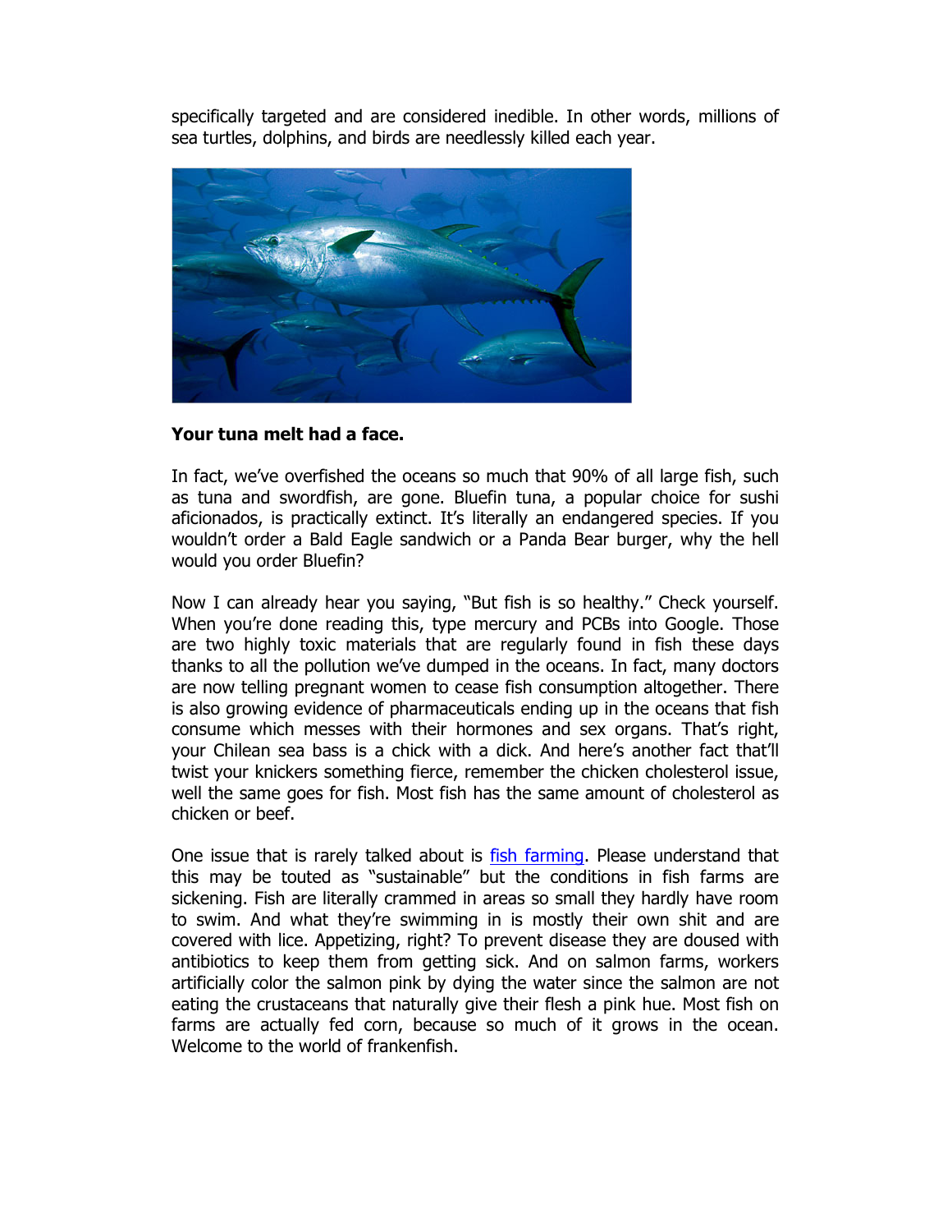specifically targeted and are considered inedible. In other words, millions of sea turtles, dolphins, and birds are needlessly killed each year.

**Your tuna melt had a face.**

In fact, we've overfished the oceans so much that 90% of all large fish, such as tuna and swordfish, are gone. Bluefin tuna, a popular choice for sushi aficionados, is practically extinct. It's literally an endangered species. If you wouldn't order a Bald Eagle sandwich or a Panda Bear burger, why the hell would you order Bluefin?

Now I can already hear you saying, "But fish is so healthy." Check yourself. When you're done reading this, type mercury and PCBs into Google. Those are two highly toxic materials that are regularly found in fish these days thanks to all the pollution we've dumped in the oceans. In fact, many doctors are now telling pregnant women to cease fish consumption altogether. There is also growing evidence of pharmaceuticals ending up in the oceans that fish consume which messes with their hormones and sex organs. That's right, your Chilean sea bass is a chick with a dick. And here's another fact that'll twist your knickers something fierce, remember the chicken cholesterol issue, well the same goes for fish. Most fish has the same amount of cholesterol as chicken or beef.

One issue that is rarely talked about is fish farming. Please understand that this may be touted as "sustainable" but the conditions in fish farms are sickening. Fish are literally crammed in areas so small they hardly have room to swim. And what they're swimming in is mostly their own shit and are covered with lice. Appetizing, right? To prevent disease they are doused with antibiotics to keep them from getting sick. And on salmon farms, workers artificially color the salmon pink by dying the water since the salmon are not eating the crustaceans that naturally give their flesh a pink hue. Most fish on farms are actually fed corn, because so much of it grows in the ocean. Welcome to the world of frankenfish.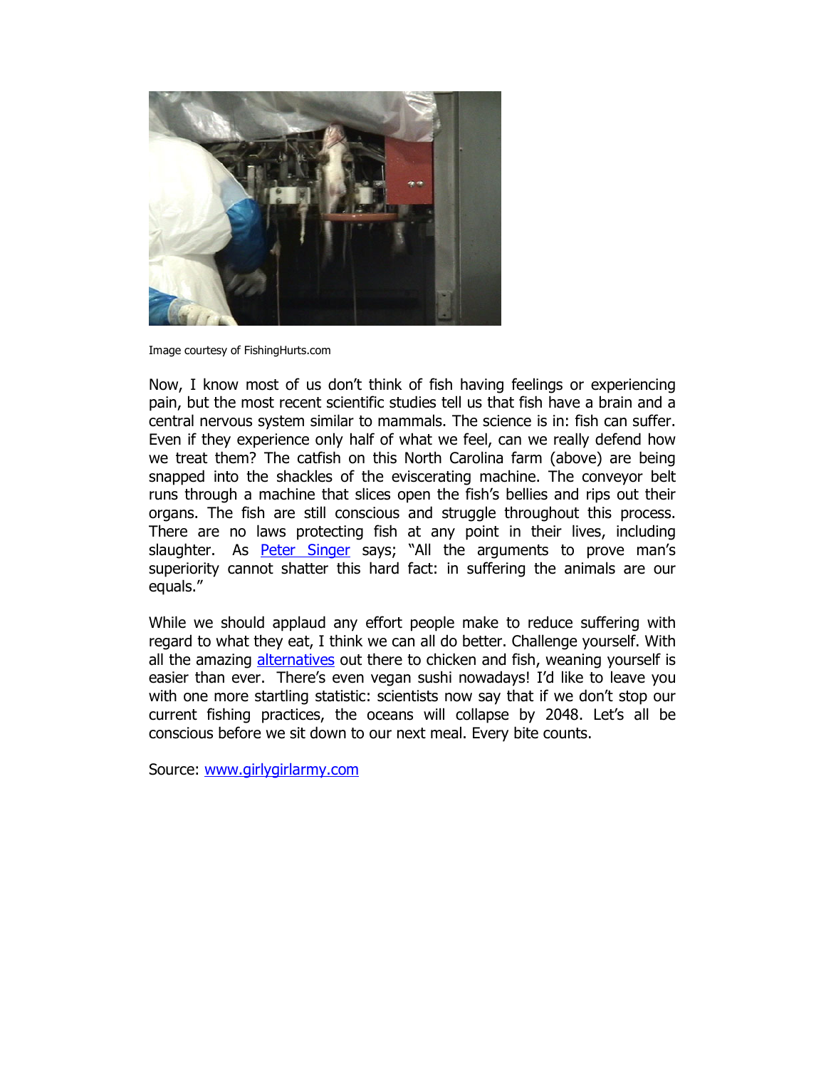Image courtesy of FishingHurts.com

Now, I know most of us don't think of fish having feelings or experiencing pain, but the most recent scientific studies tell us that fish have a brain and a central nervous system similar to mammals. The science is in: fish can suffer. Even if they experience only half of what we feel, can we really defend how we treat them? The catfish on this North Carolina farm (above) are being snapped into the shackles of the eviscerating machine. The conveyor belt runs through a machine that slices open the fish's bellies and rips out their organs. The fish are still conscious and struggle throughout this process. There are no laws protecting fish at any point in their lives, including slaughter. As Peter Singer says; "All the arguments to prove man's superiority cannot shatter this hard fact: in suffering the animals are our equals."

While we should applaud any effort people make to reduce suffering with regard to what they eat, I think we can all do better. Challenge yourself. With all the amazing alternatives out there to chicken and fish, weaning yourself is easier than ever. There's even vegan sushi nowadays! I'd like to leave you with one more startling statistic: scientists now say that if we don't stop our current fishing practices, the oceans will collapse by 2048. Let's all be conscious before we sit down to our next meal. Every bite counts.

Source: www.girlygirlarmy.com